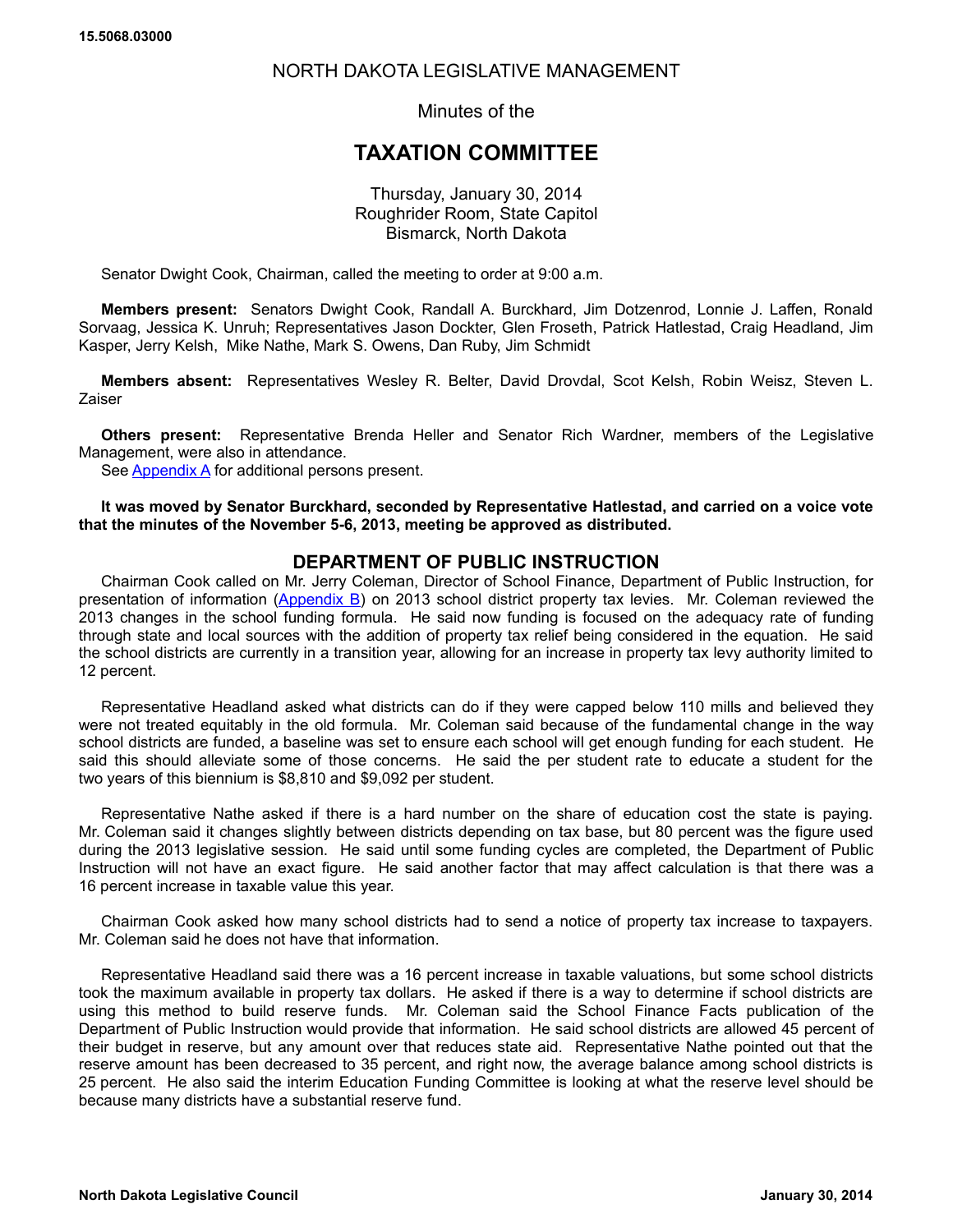15.5068.03000

NORTH DAKOTA LEGISLATIVE MANAGEMENT

Minutes of the

# TAXATION COMMITTEE

Thursday, January 30, 2014
Roughrider Room, State Capitol
Bismarck, North Dakota

Senator Dwight Cook, Chairman, called the meeting to order at 9:00 a.m.

**Members present:** Senators Dwight Cook, Randall A. Burckhard, Jim Dotzenrod, Lonnie J. Laffen, Ronald Sorvaag, Jessica K. Unruh; Representatives Jason Dockter, Glen Froseth, Patrick Hatlestad, Craig Headland, Jim Kasper, Jerry Kelsh, Mike Nathe, Mark S. Owens, Dan Ruby, Jim Schmidt

**Members absent:** Representatives Wesley R. Belter, David Drovdal, Scot Kelsh, Robin Weisz, Steven L. Zaiser

**Others present:** Representative Brenda Heller and Senator Rich Wardner, members of the Legislative Management, were also in attendance.

See Appendix A for additional persons present.

**It was moved by Senator Burckhard, seconded by Representative Hatlestad, and carried on a voice vote that the minutes of the November 5-6, 2013, meeting be approved as distributed.**

## DEPARTMENT OF PUBLIC INSTRUCTION

Chairman Cook called on Mr. Jerry Coleman, Director of School Finance, Department of Public Instruction, for presentation of information (Appendix B) on 2013 school district property tax levies. Mr. Coleman reviewed the 2013 changes in the school funding formula. He said now funding is focused on the adequacy rate of funding through state and local sources with the addition of property tax relief being considered in the equation. He said the school districts are currently in a transition year, allowing for an increase in property tax levy authority limited to 12 percent.

Representative Headland asked what districts can do if they were capped below 110 mills and believed they were not treated equitably in the old formula. Mr. Coleman said because of the fundamental change in the way school districts are funded, a baseline was set to ensure each school will get enough funding for each student. He said this should alleviate some of those concerns. He said the per student rate to educate a student for the two years of this biennium is $8,810 and $9,092 per student.

Representative Nathe asked if there is a hard number on the share of education cost the state is paying. Mr. Coleman said it changes slightly between districts depending on tax base, but 80 percent was the figure used during the 2013 legislative session. He said until some funding cycles are completed, the Department of Public Instruction will not have an exact figure. He said another factor that may affect calculation is that there was a 16 percent increase in taxable value this year.

Chairman Cook asked how many school districts had to send a notice of property tax increase to taxpayers. Mr. Coleman said he does not have that information.

Representative Headland said there was a 16 percent increase in taxable valuations, but some school districts took the maximum available in property tax dollars. He asked if there is a way to determine if school districts are using this method to build reserve funds. Mr. Coleman said the School Finance Facts publication of the Department of Public Instruction would provide that information. He said school districts are allowed 45 percent of their budget in reserve, but any amount over that reduces state aid. Representative Nathe pointed out that the reserve amount has been decreased to 35 percent, and right now, the average balance among school districts is 25 percent. He also said the interim Education Funding Committee is looking at what the reserve level should be because many districts have a substantial reserve fund.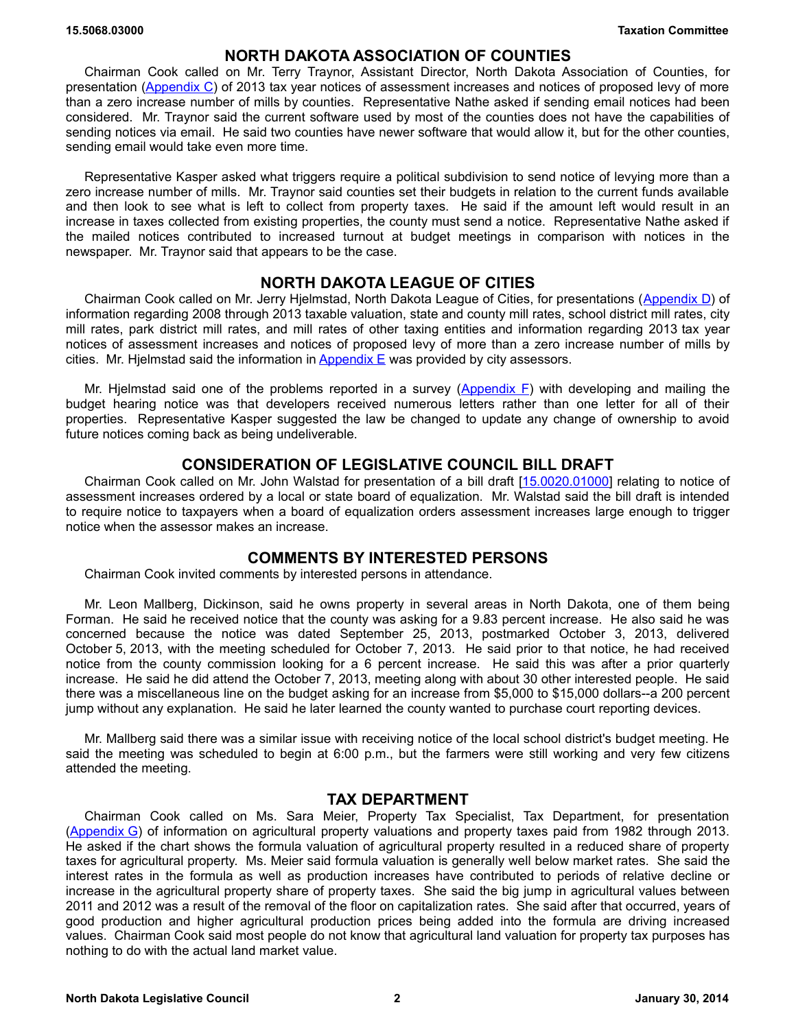## NORTH DAKOTA ASSOCIATION OF COUNTIES

Chairman Cook called on Mr. Terry Traynor, Assistant Director, North Dakota Association of Counties, for presentation (Appendix C) of 2013 tax year notices of assessment increases and notices of proposed levy of more than a zero increase number of mills by counties. Representative Nathe asked if sending email notices had been considered. Mr. Traynor said the current software used by most of the counties does not have the capabilities of sending notices via email. He said two counties have newer software that would allow it, but for the other counties, sending email would take even more time.

Representative Kasper asked what triggers require a political subdivision to send notice of levying more than a zero increase number of mills. Mr. Traynor said counties set their budgets in relation to the current funds available and then look to see what is left to collect from property taxes. He said if the amount left would result in an increase in taxes collected from existing properties, the county must send a notice. Representative Nathe asked if the mailed notices contributed to increased turnout at budget meetings in comparison with notices in the newspaper. Mr. Traynor said that appears to be the case.

## NORTH DAKOTA LEAGUE OF CITIES

Chairman Cook called on Mr. Jerry Hjelmstad, North Dakota League of Cities, for presentations (Appendix D) of information regarding 2008 through 2013 taxable valuation, state and county mill rates, school district mill rates, city mill rates, park district mill rates, and mill rates of other taxing entities and information regarding 2013 tax year notices of assessment increases and notices of proposed levy of more than a zero increase number of mills by cities. Mr. Hjelmstad said the information in Appendix E was provided by city assessors.

Mr. Hjelmstad said one of the problems reported in a survey (Appendix F) with developing and mailing the budget hearing notice was that developers received numerous letters rather than one letter for all of their properties. Representative Kasper suggested the law be changed to update any change of ownership to avoid future notices coming back as being undeliverable.

## CONSIDERATION OF LEGISLATIVE COUNCIL BILL DRAFT

Chairman Cook called on Mr. John Walstad for presentation of a bill draft [15.0020.01000] relating to notice of assessment increases ordered by a local or state board of equalization. Mr. Walstad said the bill draft is intended to require notice to taxpayers when a board of equalization orders assessment increases large enough to trigger notice when the assessor makes an increase.

## COMMENTS BY INTERESTED PERSONS

Chairman Cook invited comments by interested persons in attendance.

Mr. Leon Mallberg, Dickinson, said he owns property in several areas in North Dakota, one of them being Forman. He said he received notice that the county was asking for a 9.83 percent increase. He also said he was concerned because the notice was dated September 25, 2013, postmarked October 3, 2013, delivered October 5, 2013, with the meeting scheduled for October 7, 2013. He said prior to that notice, he had received notice from the county commission looking for a 6 percent increase. He said this was after a prior quarterly increase. He said he did attend the October 7, 2013, meeting along with about 30 other interested people. He said there was a miscellaneous line on the budget asking for an increase from $5,000 to $15,000 dollars--a 200 percent jump without any explanation. He said he later learned the county wanted to purchase court reporting devices.

Mr. Mallberg said there was a similar issue with receiving notice of the local school district's budget meeting. He said the meeting was scheduled to begin at 6:00 p.m., but the farmers were still working and very few citizens attended the meeting.

## TAX DEPARTMENT

Chairman Cook called on Ms. Sara Meier, Property Tax Specialist, Tax Department, for presentation (Appendix G) of information on agricultural property valuations and property taxes paid from 1982 through 2013. He asked if the chart shows the formula valuation of agricultural property resulted in a reduced share of property taxes for agricultural property. Ms. Meier said formula valuation is generally well below market rates. She said the interest rates in the formula as well as production increases have contributed to periods of relative decline or increase in the agricultural property share of property taxes. She said the big jump in agricultural values between 2011 and 2012 was a result of the removal of the floor on capitalization rates. She said after that occurred, years of good production and higher agricultural production prices being added into the formula are driving increased values. Chairman Cook said most people do not know that agricultural land valuation for property tax purposes has nothing to do with the actual land market value.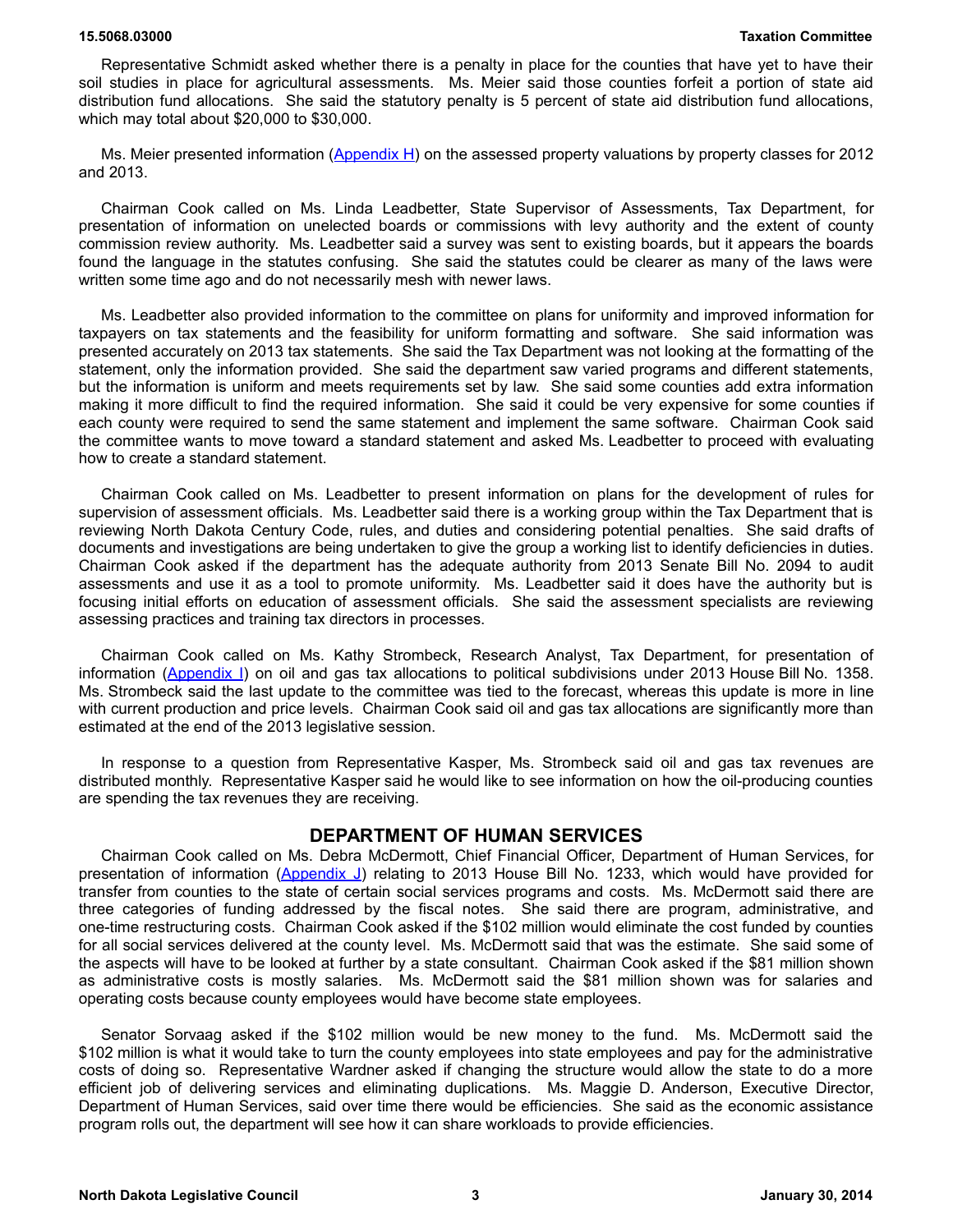Representative Schmidt asked whether there is a penalty in place for the counties that have yet to have their soil studies in place for agricultural assessments. Ms. Meier said those counties forfeit a portion of state aid distribution fund allocations. She said the statutory penalty is 5 percent of state aid distribution fund allocations, which may total about $20,000 to $30,000.

Ms. Meier presented information (Appendix H) on the assessed property valuations by property classes for 2012 and 2013.

Chairman Cook called on Ms. Linda Leadbetter, State Supervisor of Assessments, Tax Department, for presentation of information on unelected boards or commissions with levy authority and the extent of county commission review authority. Ms. Leadbetter said a survey was sent to existing boards, but it appears the boards found the language in the statutes confusing. She said the statutes could be clearer as many of the laws were written some time ago and do not necessarily mesh with newer laws.

Ms. Leadbetter also provided information to the committee on plans for uniformity and improved information for taxpayers on tax statements and the feasibility for uniform formatting and software. She said information was presented accurately on 2013 tax statements. She said the Tax Department was not looking at the formatting of the statement, only the information provided. She said the department saw varied programs and different statements, but the information is uniform and meets requirements set by law. She said some counties add extra information making it more difficult to find the required information. She said it could be very expensive for some counties if each county were required to send the same statement and implement the same software. Chairman Cook said the committee wants to move toward a standard statement and asked Ms. Leadbetter to proceed with evaluating how to create a standard statement.

Chairman Cook called on Ms. Leadbetter to present information on plans for the development of rules for supervision of assessment officials. Ms. Leadbetter said there is a working group within the Tax Department that is reviewing North Dakota Century Code, rules, and duties and considering potential penalties. She said drafts of documents and investigations are being undertaken to give the group a working list to identify deficiencies in duties. Chairman Cook asked if the department has the adequate authority from 2013 Senate Bill No. 2094 to audit assessments and use it as a tool to promote uniformity. Ms. Leadbetter said it does have the authority but is focusing initial efforts on education of assessment officials. She said the assessment specialists are reviewing assessing practices and training tax directors in processes.

Chairman Cook called on Ms. Kathy Strombeck, Research Analyst, Tax Department, for presentation of information (Appendix I) on oil and gas tax allocations to political subdivisions under 2013 House Bill No. 1358. Ms. Strombeck said the last update to the committee was tied to the forecast, whereas this update is more in line with current production and price levels. Chairman Cook said oil and gas tax allocations are significantly more than estimated at the end of the 2013 legislative session.

In response to a question from Representative Kasper, Ms. Strombeck said oil and gas tax revenues are distributed monthly. Representative Kasper said he would like to see information on how the oil-producing counties are spending the tax revenues they are receiving.

## DEPARTMENT OF HUMAN SERVICES

Chairman Cook called on Ms. Debra McDermott, Chief Financial Officer, Department of Human Services, for presentation of information (Appendix J) relating to 2013 House Bill No. 1233, which would have provided for transfer from counties to the state of certain social services programs and costs. Ms. McDermott said there are three categories of funding addressed by the fiscal notes. She said there are program, administrative, and one-time restructuring costs. Chairman Cook asked if the $102 million would eliminate the cost funded by counties for all social services delivered at the county level. Ms. McDermott said that was the estimate. She said some of the aspects will have to be looked at further by a state consultant. Chairman Cook asked if the $81 million shown as administrative costs is mostly salaries. Ms. McDermott said the $81 million shown was for salaries and operating costs because county employees would have become state employees.

Senator Sorvaag asked if the $102 million would be new money to the fund. Ms. McDermott said the $102 million is what it would take to turn the county employees into state employees and pay for the administrative costs of doing so. Representative Wardner asked if changing the structure would allow the state to do a more efficient job of delivering services and eliminating duplications. Ms. Maggie D. Anderson, Executive Director, Department of Human Services, said over time there would be efficiencies. She said as the economic assistance program rolls out, the department will see how it can share workloads to provide efficiencies.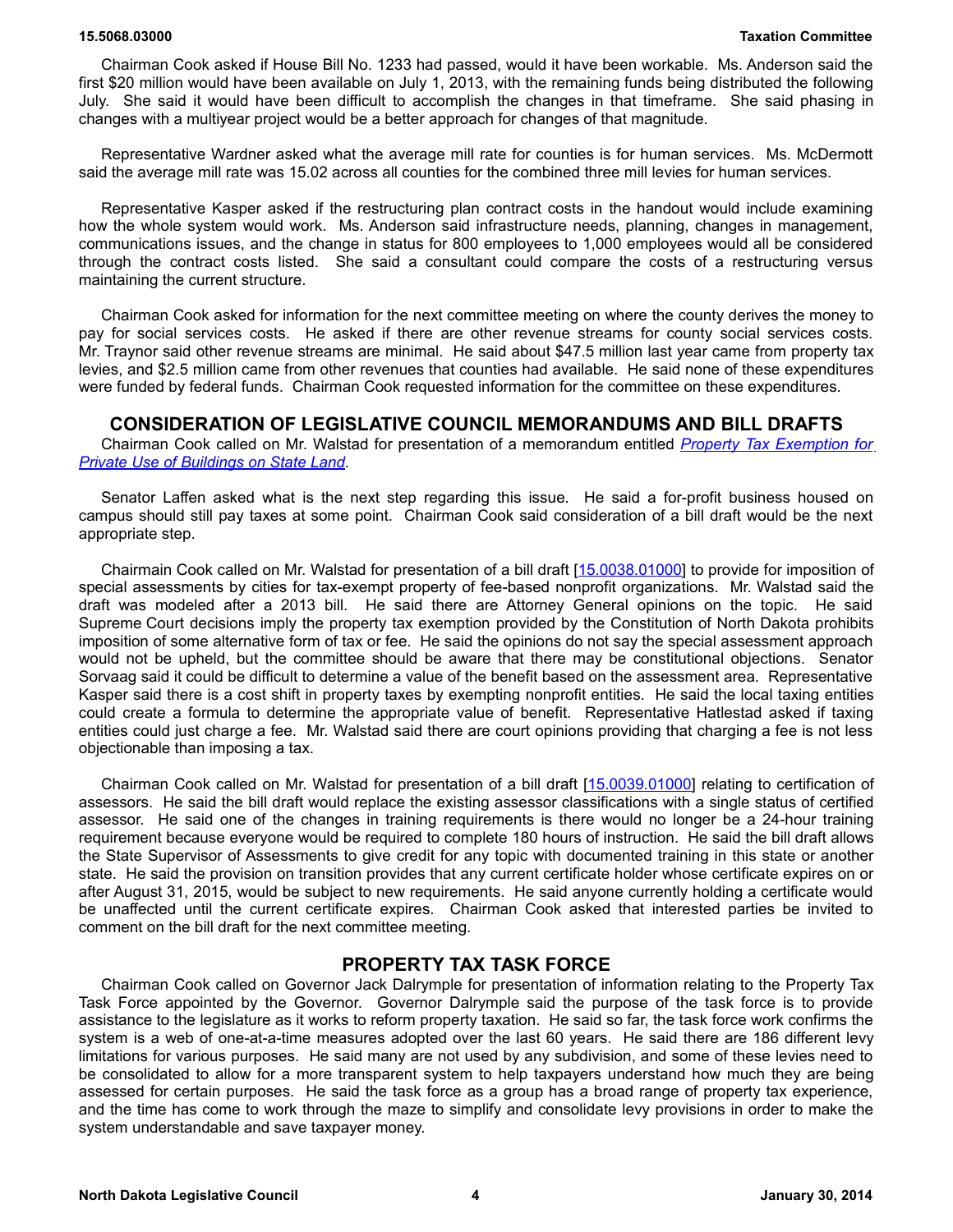Chairman Cook asked if House Bill No. 1233 had passed, would it have been workable. Ms. Anderson said the first $20 million would have been available on July 1, 2013, with the remaining funds being distributed the following July. She said it would have been difficult to accomplish the changes in that timeframe. She said phasing in changes with a multiyear project would be a better approach for changes of that magnitude.

Representative Wardner asked what the average mill rate for counties is for human services. Ms. McDermott said the average mill rate was 15.02 across all counties for the combined three mill levies for human services.

Representative Kasper asked if the restructuring plan contract costs in the handout would include examining how the whole system would work. Ms. Anderson said infrastructure needs, planning, changes in management, communications issues, and the change in status for 800 employees to 1,000 employees would all be considered through the contract costs listed. She said a consultant could compare the costs of a restructuring versus maintaining the current structure.

Chairman Cook asked for information for the next committee meeting on where the county derives the money to pay for social services costs. He asked if there are other revenue streams for county social services costs. Mr. Traynor said other revenue streams are minimal. He said about $47.5 million last year came from property tax levies, and $2.5 million came from other revenues that counties had available. He said none of these expenditures were funded by federal funds. Chairman Cook requested information for the committee on these expenditures.

## CONSIDERATION OF LEGISLATIVE COUNCIL MEMORANDUMS AND BILL DRAFTS

Chairman Cook called on Mr. Walstad for presentation of a memorandum entitled *Property Tax Exemption for Private Use of Buildings on State Land*.

Senator Laffen asked what is the next step regarding this issue. He said a for-profit business housed on campus should still pay taxes at some point. Chairman Cook said consideration of a bill draft would be the next appropriate step.

Chairmain Cook called on Mr. Walstad for presentation of a bill draft [15.0038.01000] to provide for imposition of special assessments by cities for tax-exempt property of fee-based nonprofit organizations. Mr. Walstad said the draft was modeled after a 2013 bill. He said there are Attorney General opinions on the topic. He said Supreme Court decisions imply the property tax exemption provided by the Constitution of North Dakota prohibits imposition of some alternative form of tax or fee. He said the opinions do not say the special assessment approach would not be upheld, but the committee should be aware that there may be constitutional objections. Senator Sorvaag said it could be difficult to determine a value of the benefit based on the assessment area. Representative Kasper said there is a cost shift in property taxes by exempting nonprofit entities. He said the local taxing entities could create a formula to determine the appropriate value of benefit. Representative Hatlestad asked if taxing entities could just charge a fee. Mr. Walstad said there are court opinions providing that charging a fee is not less objectionable than imposing a tax.

Chairman Cook called on Mr. Walstad for presentation of a bill draft [15.0039.01000] relating to certification of assessors. He said the bill draft would replace the existing assessor classifications with a single status of certified assessor. He said one of the changes in training requirements is there would no longer be a 24-hour training requirement because everyone would be required to complete 180 hours of instruction. He said the bill draft allows the State Supervisor of Assessments to give credit for any topic with documented training in this state or another state. He said the provision on transition provides that any current certificate holder whose certificate expires on or after August 31, 2015, would be subject to new requirements. He said anyone currently holding a certificate would be unaffected until the current certificate expires. Chairman Cook asked that interested parties be invited to comment on the bill draft for the next committee meeting.

## PROPERTY TAX TASK FORCE

Chairman Cook called on Governor Jack Dalrymple for presentation of information relating to the Property Tax Task Force appointed by the Governor. Governor Dalrymple said the purpose of the task force is to provide assistance to the legislature as it works to reform property taxation. He said so far, the task force work confirms the system is a web of one-at-a-time measures adopted over the last 60 years. He said there are 186 different levy limitations for various purposes. He said many are not used by any subdivision, and some of these levies need to be consolidated to allow for a more transparent system to help taxpayers understand how much they are being assessed for certain purposes. He said the task force as a group has a broad range of property tax experience, and the time has come to work through the maze to simplify and consolidate levy provisions in order to make the system understandable and save taxpayer money.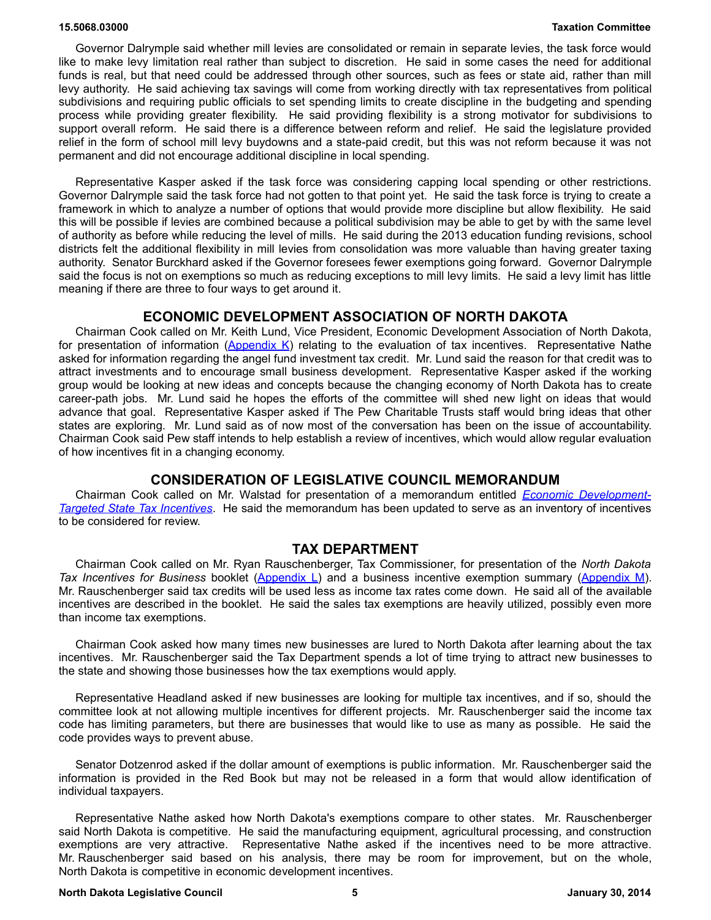Governor Dalrymple said whether mill levies are consolidated or remain in separate levies, the task force would like to make levy limitation real rather than subject to discretion. He said in some cases the need for additional funds is real, but that need could be addressed through other sources, such as fees or state aid, rather than mill levy authority. He said achieving tax savings will come from working directly with tax representatives from political subdivisions and requiring public officials to set spending limits to create discipline in the budgeting and spending process while providing greater flexibility. He said providing flexibility is a strong motivator for subdivisions to support overall reform. He said there is a difference between reform and relief. He said the legislature provided relief in the form of school mill levy buydowns and a state-paid credit, but this was not reform because it was not permanent and did not encourage additional discipline in local spending.

Representative Kasper asked if the task force was considering capping local spending or other restrictions. Governor Dalrymple said the task force had not gotten to that point yet. He said the task force is trying to create a framework in which to analyze a number of options that would provide more discipline but allow flexibility. He said this will be possible if levies are combined because a political subdivision may be able to get by with the same level of authority as before while reducing the level of mills. He said during the 2013 education funding revisions, school districts felt the additional flexibility in mill levies from consolidation was more valuable than having greater taxing authority. Senator Burckhard asked if the Governor foresees fewer exemptions going forward. Governor Dalrymple said the focus is not on exemptions so much as reducing exceptions to mill levy limits. He said a levy limit has little meaning if there are three to four ways to get around it.

## ECONOMIC DEVELOPMENT ASSOCIATION OF NORTH DAKOTA

Chairman Cook called on Mr. Keith Lund, Vice President, Economic Development Association of North Dakota, for presentation of information (Appendix K) relating to the evaluation of tax incentives. Representative Nathe asked for information regarding the angel fund investment tax credit. Mr. Lund said the reason for that credit was to attract investments and to encourage small business development. Representative Kasper asked if the working group would be looking at new ideas and concepts because the changing economy of North Dakota has to create career-path jobs. Mr. Lund said he hopes the efforts of the committee will shed new light on ideas that would advance that goal. Representative Kasper asked if The Pew Charitable Trusts staff would bring ideas that other states are exploring. Mr. Lund said as of now most of the conversation has been on the issue of accountability. Chairman Cook said Pew staff intends to help establish a review of incentives, which would allow regular evaluation of how incentives fit in a changing economy.

## CONSIDERATION OF LEGISLATIVE COUNCIL MEMORANDUM

Chairman Cook called on Mr. Walstad for presentation of a memorandum entitled *Economic Development-Targeted State Tax Incentives*. He said the memorandum has been updated to serve as an inventory of incentives to be considered for review.

## TAX DEPARTMENT

Chairman Cook called on Mr. Ryan Rauschenberger, Tax Commissioner, for presentation of the *North Dakota Tax Incentives for Business* booklet (Appendix L) and a business incentive exemption summary (Appendix M). Mr. Rauschenberger said tax credits will be used less as income tax rates come down. He said all of the available incentives are described in the booklet. He said the sales tax exemptions are heavily utilized, possibly even more than income tax exemptions.

Chairman Cook asked how many times new businesses are lured to North Dakota after learning about the tax incentives. Mr. Rauschenberger said the Tax Department spends a lot of time trying to attract new businesses to the state and showing those businesses how the tax exemptions would apply.

Representative Headland asked if new businesses are looking for multiple tax incentives, and if so, should the committee look at not allowing multiple incentives for different projects. Mr. Rauschenberger said the income tax code has limiting parameters, but there are businesses that would like to use as many as possible. He said the code provides ways to prevent abuse.

Senator Dotzenrod asked if the dollar amount of exemptions is public information. Mr. Rauschenberger said the information is provided in the Red Book but may not be released in a form that would allow identification of individual taxpayers.

Representative Nathe asked how North Dakota's exemptions compare to other states. Mr. Rauschenberger said North Dakota is competitive. He said the manufacturing equipment, agricultural processing, and construction exemptions are very attractive. Representative Nathe asked if the incentives need to be more attractive. Mr. Rauschenberger said based on his analysis, there may be room for improvement, but on the whole, North Dakota is competitive in economic development incentives.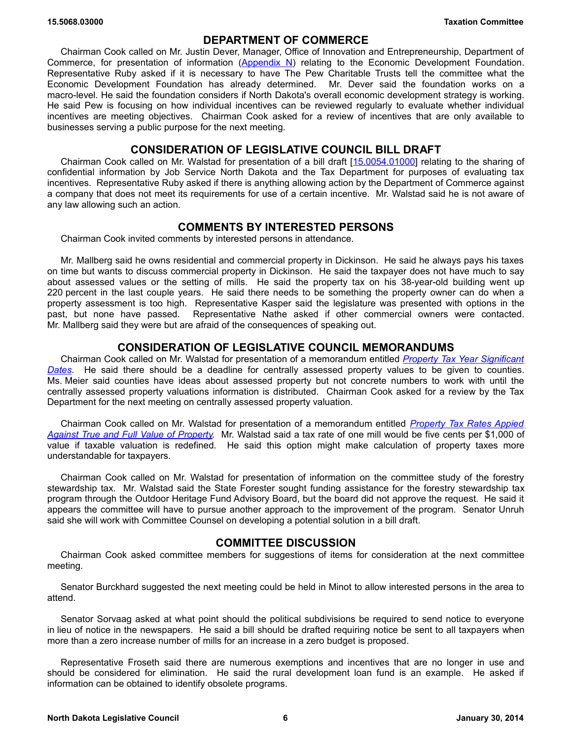## DEPARTMENT OF COMMERCE

Chairman Cook called on Mr. Justin Dever, Manager, Office of Innovation and Entrepreneurship, Department of Commerce, for presentation of information (Appendix N) relating to the Economic Development Foundation. Representative Ruby asked if it is necessary to have The Pew Charitable Trusts tell the committee what the Economic Development Foundation has already determined. Mr. Dever said the foundation works on a macro-level. He said the foundation considers if North Dakota's overall economic development strategy is working. He said Pew is focusing on how individual incentives can be reviewed regularly to evaluate whether individual incentives are meeting objectives. Chairman Cook asked for a review of incentives that are only available to businesses serving a public purpose for the next meeting.

## CONSIDERATION OF LEGISLATIVE COUNCIL BILL DRAFT

Chairman Cook called on Mr. Walstad for presentation of a bill draft [15.0054.01000] relating to the sharing of confidential information by Job Service North Dakota and the Tax Department for purposes of evaluating tax incentives. Representative Ruby asked if there is anything allowing action by the Department of Commerce against a company that does not meet its requirements for use of a certain incentive. Mr. Walstad said he is not aware of any law allowing such an action.

## COMMENTS BY INTERESTED PERSONS

Chairman Cook invited comments by interested persons in attendance.

Mr. Mallberg said he owns residential and commercial property in Dickinson. He said he always pays his taxes on time but wants to discuss commercial property in Dickinson. He said the taxpayer does not have much to say about assessed values or the setting of mills. He said the property tax on his 38-year-old building went up 220 percent in the last couple years. He said there needs to be something the property owner can do when a property assessment is too high. Representative Kasper said the legislature was presented with options in the past, but none have passed. Representative Nathe asked if other commercial owners were contacted. Mr. Mallberg said they were but are afraid of the consequences of speaking out.

## CONSIDERATION OF LEGISLATIVE COUNCIL MEMORANDUMS

Chairman Cook called on Mr. Walstad for presentation of a memorandum entitled *Property Tax Year Significant Dates*. He said there should be a deadline for centrally assessed property values to be given to counties. Ms. Meier said counties have ideas about assessed property but not concrete numbers to work with until the centrally assessed property valuations information is distributed. Chairman Cook asked for a review by the Tax Department for the next meeting on centrally assessed property valuation.

Chairman Cook called on Mr. Walstad for presentation of a memorandum entitled *Property Tax Rates Appied Against True and Full Value of Property*. Mr. Walstad said a tax rate of one mill would be five cents per $1,000 of value if taxable valuation is redefined. He said this option might make calculation of property taxes more understandable for taxpayers.

Chairman Cook called on Mr. Walstad for presentation of information on the committee study of the forestry stewardship tax. Mr. Walstad said the State Forester sought funding assistance for the forestry stewardship tax program through the Outdoor Heritage Fund Advisory Board, but the board did not approve the request. He said it appears the committee will have to pursue another approach to the improvement of the program. Senator Unruh said she will work with Committee Counsel on developing a potential solution in a bill draft.

## COMMITTEE DISCUSSION

Chairman Cook asked committee members for suggestions of items for consideration at the next committee meeting.

Senator Burckhard suggested the next meeting could be held in Minot to allow interested persons in the area to attend.

Senator Sorvaag asked at what point should the political subdivisions be required to send notice to everyone in lieu of notice in the newspapers. He said a bill should be drafted requiring notice be sent to all taxpayers when more than a zero increase number of mills for an increase in a zero budget is proposed.

Representative Froseth said there are numerous exemptions and incentives that are no longer in use and should be considered for elimination. He said the rural development loan fund is an example. He asked if information can be obtained to identify obsolete programs.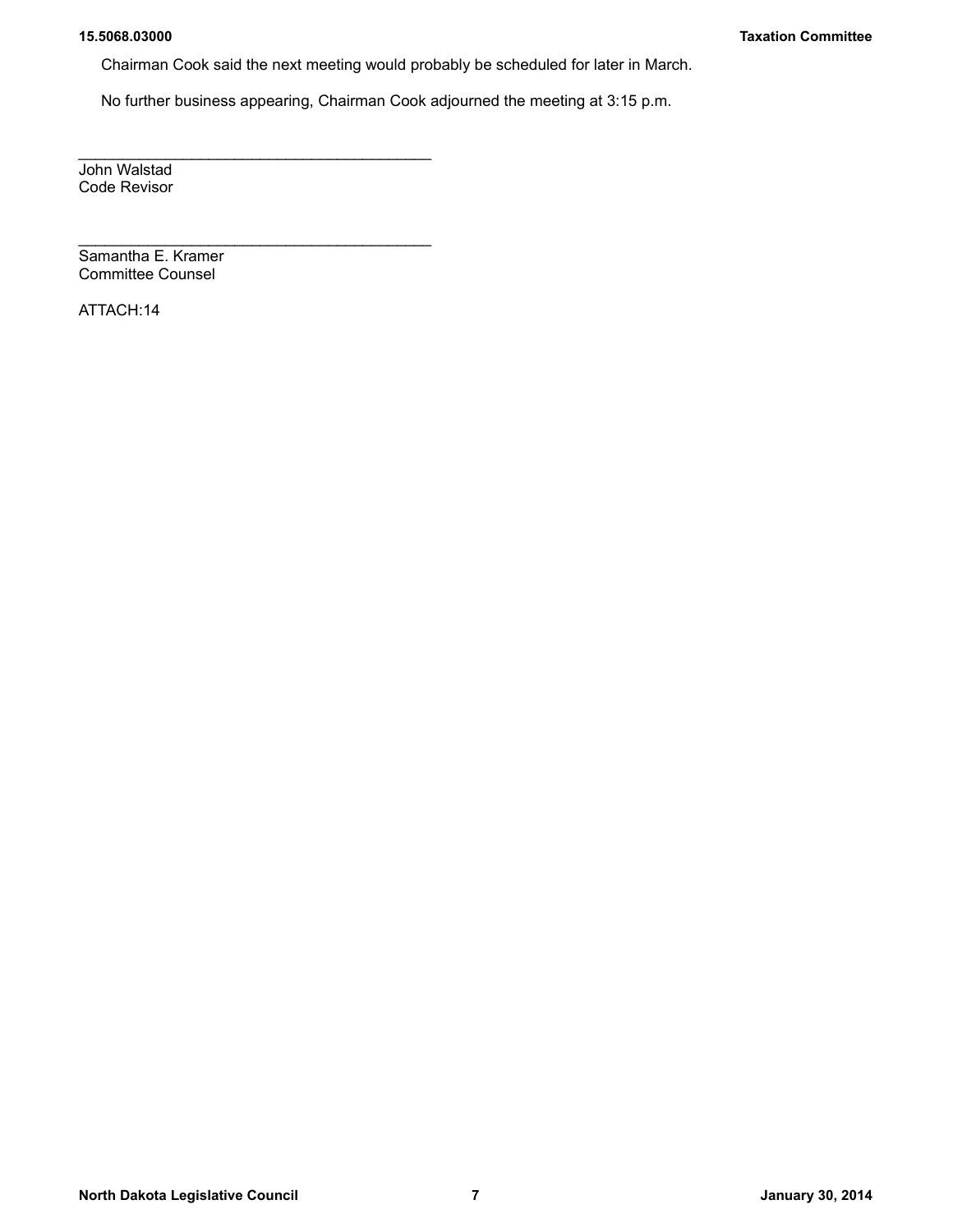Chairman Cook said the next meeting would probably be scheduled for later in March.

No further business appearing, Chairman Cook adjourned the meeting at 3:15 p.m.

\_\_\_\_\_\_\_\_\_\_\_\_\_\_\_\_\_\_\_\_\_\_\_\_\_\_\_\_\_\_\_\_\_\_\_\_\_\_\_\_\_\_

John Walstad
Code Revisor

\_\_\_\_\_\_\_\_\_\_\_\_\_\_\_\_\_\_\_\_\_\_\_\_\_\_\_\_\_\_\_\_\_\_\_\_\_\_\_\_\_\_

Samantha E. Kramer
Committee Counsel

ATTACH:14